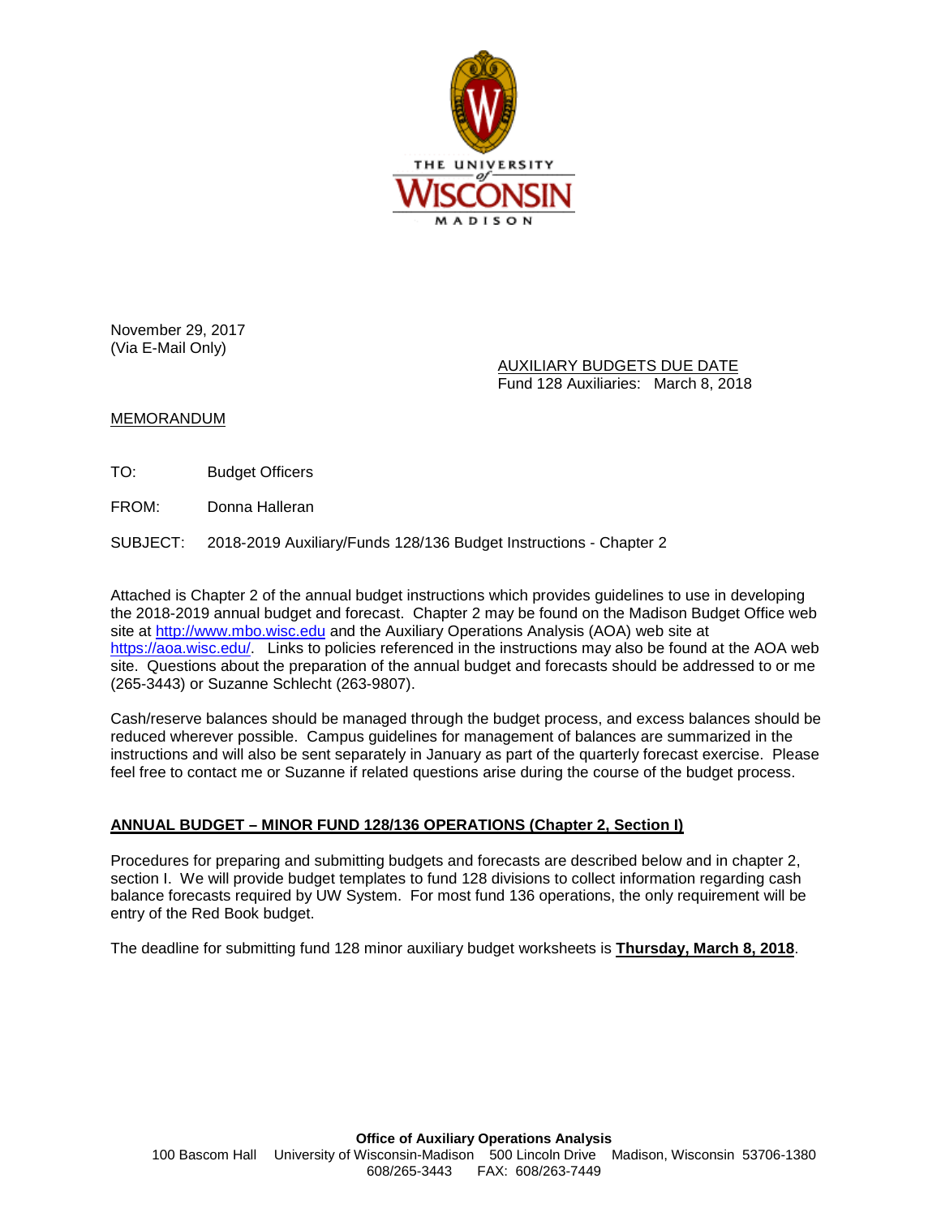THE UNIVERSITY of WISCONSIN MADISON

November 29, 2017
(Via E-Mail Only)

AUXILIARY BUDGETS DUE DATE
Fund 128 Auxiliaries: March 8, 2018

MEMORANDUM

TO: Budget Officers

FROM: Donna Halleran

SUBJECT: 2018-2019 Auxiliary/Funds 128/136 Budget Instructions - Chapter 2

Attached is Chapter 2 of the annual budget instructions which provides guidelines to use in developing the 2018-2019 annual budget and forecast. Chapter 2 may be found on the Madison Budget Office web site at http://www.mbo.wisc.edu and the Auxiliary Operations Analysis (AOA) web site at https://aoa.wisc.edu/. Links to policies referenced in the instructions may also be found at the AOA web site. Questions about the preparation of the annual budget and forecasts should be addressed to or me (265-3443) or Suzanne Schlecht (263-9807).

Cash/reserve balances should be managed through the budget process, and excess balances should be reduced wherever possible. Campus guidelines for management of balances are summarized in the instructions and will also be sent separately in January as part of the quarterly forecast exercise. Please feel free to contact me or Suzanne if related questions arise during the course of the budget process.

## ANNUAL BUDGET – MINOR FUND 128/136 OPERATIONS (Chapter 2, Section I)

Procedures for preparing and submitting budgets and forecasts are described below and in chapter 2, section I. We will provide budget templates to fund 128 divisions to collect information regarding cash balance forecasts required by UW System. For most fund 136 operations, the only requirement will be entry of the Red Book budget.

The deadline for submitting fund 128 minor auxiliary budget worksheets is **Thursday, March 8, 2018**.

**Office of Auxiliary Operations Analysis**
100 Bascom Hall University of Wisconsin-Madison 500 Lincoln Drive Madison, Wisconsin 53706-1380
608/265-3443 FAX: 608/263-7449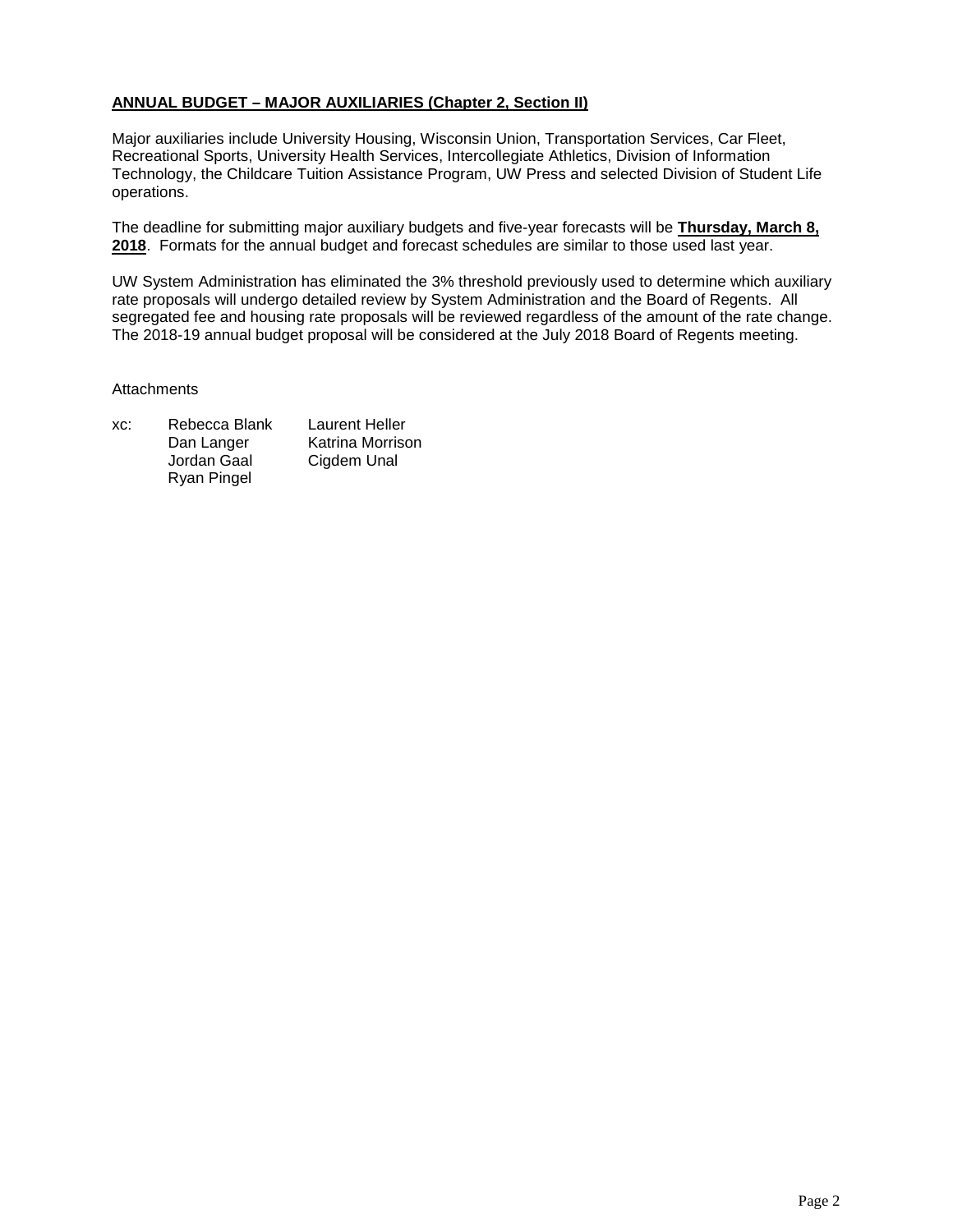**ANNUAL BUDGET – MAJOR AUXILIARIES (Chapter 2, Section II)**

Major auxiliaries include University Housing, Wisconsin Union, Transportation Services, Car Fleet, Recreational Sports, University Health Services, Intercollegiate Athletics, Division of Information Technology, the Childcare Tuition Assistance Program, UW Press and selected Division of Student Life operations.

The deadline for submitting major auxiliary budgets and five-year forecasts will be **Thursday, March 8, 2018**. Formats for the annual budget and forecast schedules are similar to those used last year.

UW System Administration has eliminated the 3% threshold previously used to determine which auxiliary rate proposals will undergo detailed review by System Administration and the Board of Regents. All segregated fee and housing rate proposals will be reviewed regardless of the amount of the rate change. The 2018-19 annual budget proposal will be considered at the July 2018 Board of Regents meeting.

Attachments

| | | |
|---|---|---|
| xc: | Rebecca Blank | Laurent Heller |
| | Dan Langer | Katrina Morrison |
| | Jordan Gaal | Cigdem Unal |
| | Ryan Pingel | |